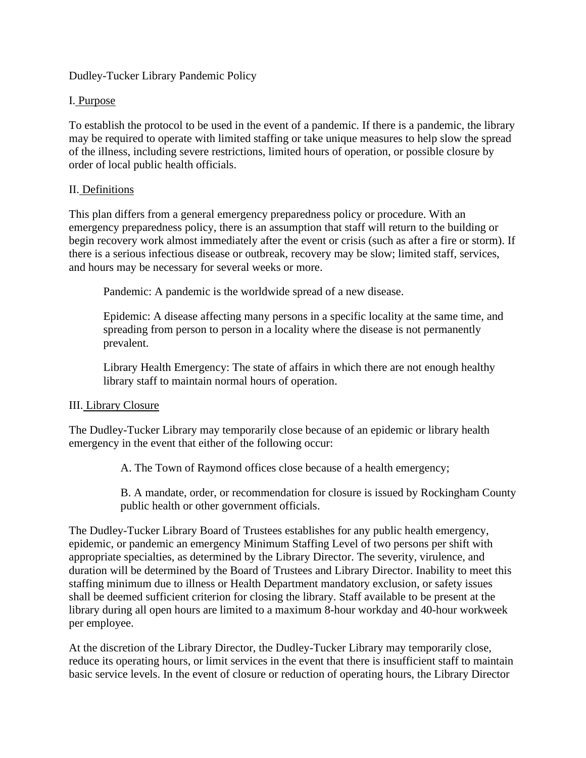# Dudley-Tucker Library Pandemic Policy

## I. Purpose

To establish the protocol to be used in the event of a pandemic. If there is a pandemic, the library may be required to operate with limited staffing or take unique measures to help slow the spread of the illness, including severe restrictions, limited hours of operation, or possible closure by order of local public health officials.

## II. Definitions

This plan differs from a general emergency preparedness policy or procedure. With an emergency preparedness policy, there is an assumption that staff will return to the building or begin recovery work almost immediately after the event or crisis (such as after a fire or storm). If there is a serious infectious disease or outbreak, recovery may be slow; limited staff, services, and hours may be necessary for several weeks or more.

> Pandemic: A pandemic is the worldwide spread of a new disease.
>
> Epidemic: A disease affecting many persons in a specific locality at the same time, and spreading from person to person in a locality where the disease is not permanently prevalent.
>
> Library Health Emergency: The state of affairs in which there are not enough healthy library staff to maintain normal hours of operation.

## III. Library Closure

The Dudley-Tucker Library may temporarily close because of an epidemic or library health emergency in the event that either of the following occur:

> A. The Town of Raymond offices close because of a health emergency;
>
> B. A mandate, order, or recommendation for closure is issued by Rockingham County public health or other government officials.

The Dudley-Tucker Library Board of Trustees establishes for any public health emergency, epidemic, or pandemic an emergency Minimum Staffing Level of two persons per shift with appropriate specialties, as determined by the Library Director. The severity, virulence, and duration will be determined by the Board of Trustees and Library Director. Inability to meet this staffing minimum due to illness or Health Department mandatory exclusion, or safety issues shall be deemed sufficient criterion for closing the library. Staff available to be present at the library during all open hours are limited to a maximum 8-hour workday and 40-hour workweek per employee.

At the discretion of the Library Director, the Dudley-Tucker Library may temporarily close, reduce its operating hours, or limit services in the event that there is insufficient staff to maintain basic service levels. In the event of closure or reduction of operating hours, the Library Director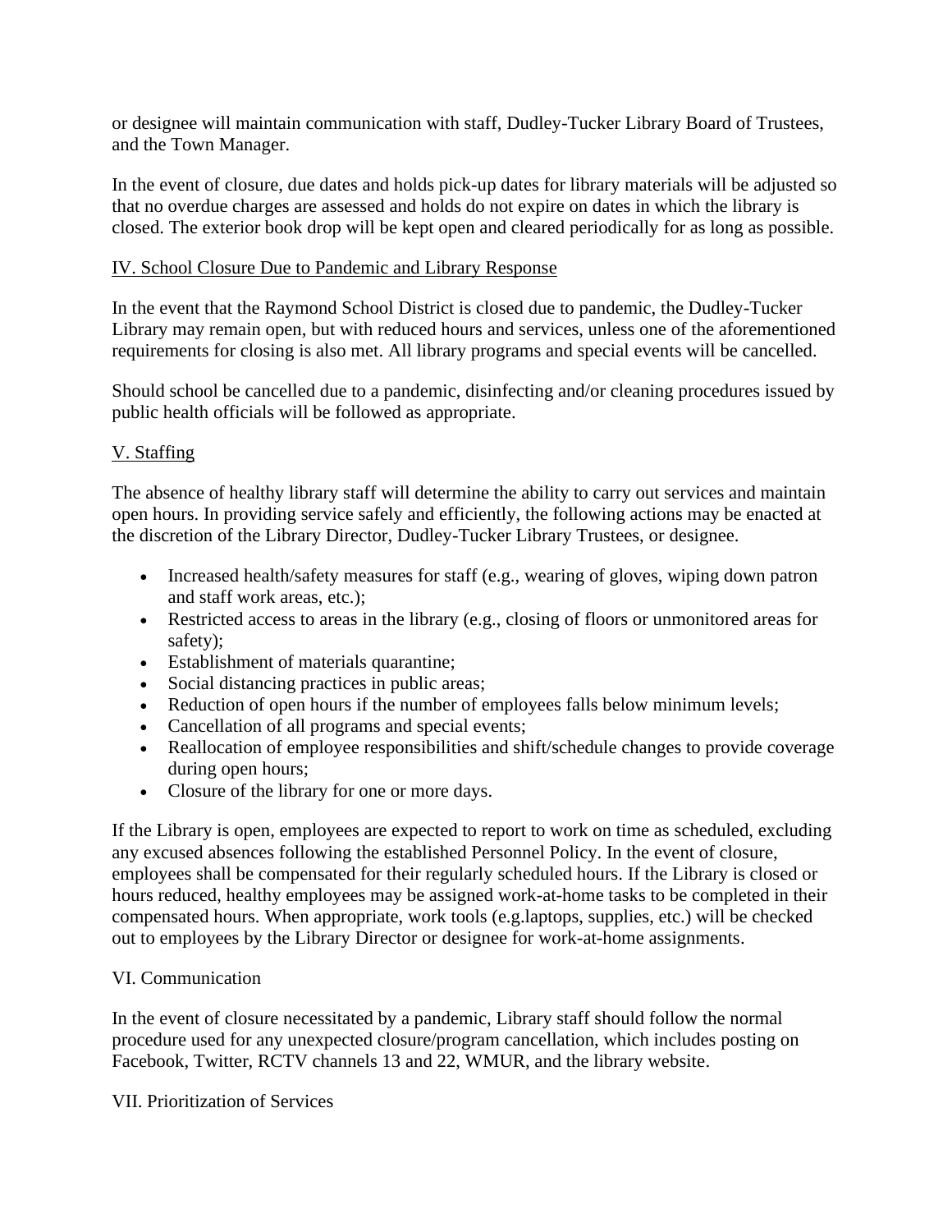or designee will maintain communication with staff, Dudley-Tucker Library Board of Trustees, and the Town Manager.

In the event of closure, due dates and holds pick-up dates for library materials will be adjusted so that no overdue charges are assessed and holds do not expire on dates in which the library is closed. The exterior book drop will be kept open and cleared periodically for as long as possible.

## IV. School Closure Due to Pandemic and Library Response

In the event that the Raymond School District is closed due to pandemic, the Dudley-Tucker Library may remain open, but with reduced hours and services, unless one of the aforementioned requirements for closing is also met. All library programs and special events will be cancelled.

Should school be cancelled due to a pandemic, disinfecting and/or cleaning procedures issued by public health officials will be followed as appropriate.

## V. Staffing

The absence of healthy library staff will determine the ability to carry out services and maintain open hours. In providing service safely and efficiently, the following actions may be enacted at the discretion of the Library Director, Dudley-Tucker Library Trustees, or designee.

- Increased health/safety measures for staff (e.g., wearing of gloves, wiping down patron and staff work areas, etc.);
- Restricted access to areas in the library (e.g., closing of floors or unmonitored areas for safety);
- Establishment of materials quarantine;
- Social distancing practices in public areas;
- Reduction of open hours if the number of employees falls below minimum levels;
- Cancellation of all programs and special events;
- Reallocation of employee responsibilities and shift/schedule changes to provide coverage during open hours;
- Closure of the library for one or more days.

If the Library is open, employees are expected to report to work on time as scheduled, excluding any excused absences following the established Personnel Policy. In the event of closure, employees shall be compensated for their regularly scheduled hours. If the Library is closed or hours reduced, healthy employees may be assigned work-at-home tasks to be completed in their compensated hours. When appropriate, work tools (e.g.laptops, supplies, etc.) will be checked out to employees by the Library Director or designee for work-at-home assignments.

## VI. Communication

In the event of closure necessitated by a pandemic, Library staff should follow the normal procedure used for any unexpected closure/program cancellation, which includes posting on Facebook, Twitter, RCTV channels 13 and 22, WMUR, and the library website.

## VII. Prioritization of Services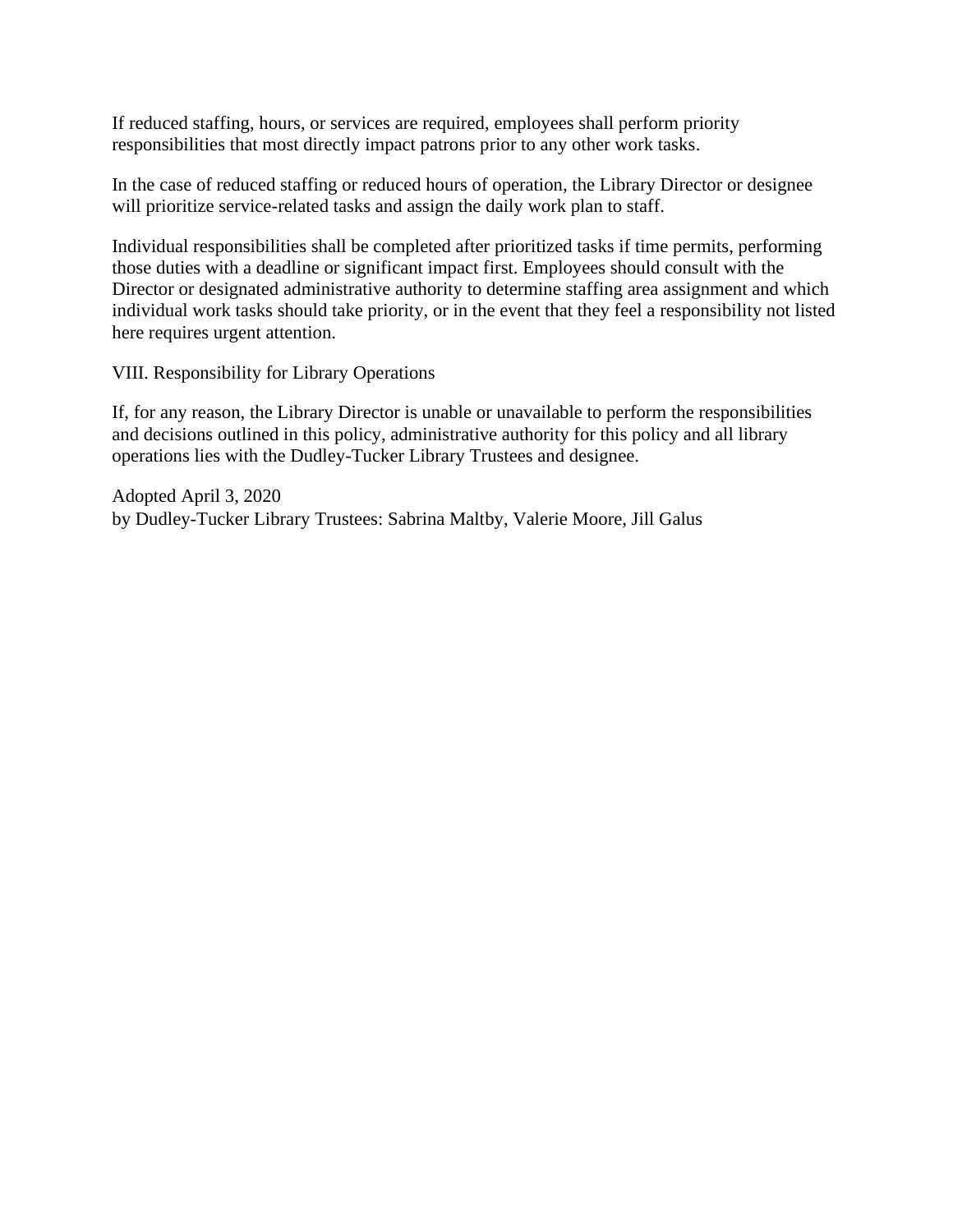If reduced staffing, hours, or services are required, employees shall perform priority responsibilities that most directly impact patrons prior to any other work tasks.

In the case of reduced staffing or reduced hours of operation, the Library Director or designee will prioritize service-related tasks and assign the daily work plan to staff.

Individual responsibilities shall be completed after prioritized tasks if time permits, performing those duties with a deadline or significant impact first. Employees should consult with the Director or designated administrative authority to determine staffing area assignment and which individual work tasks should take priority, or in the event that they feel a responsibility not listed here requires urgent attention.

## VIII. Responsibility for Library Operations

If, for any reason, the Library Director is unable or unavailable to perform the responsibilities and decisions outlined in this policy, administrative authority for this policy and all library operations lies with the Dudley-Tucker Library Trustees and designee.

Adopted April 3, 2020
by Dudley-Tucker Library Trustees: Sabrina Maltby, Valerie Moore, Jill Galus